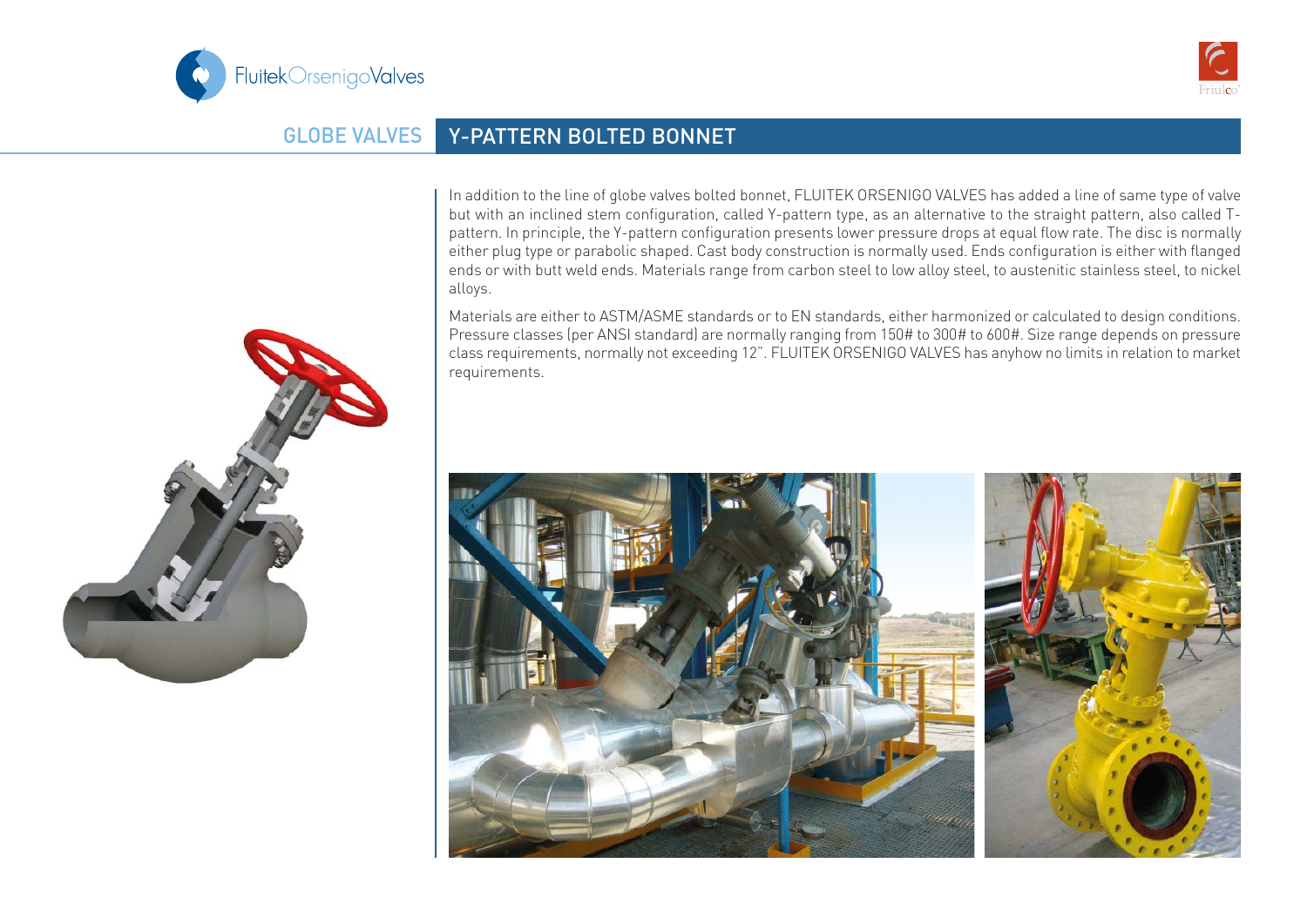# GLOBE VALVES

## Y-PATTERN BOLTED BONNET

In addition to the line of globe valves bolted bonnet, FLUITEK ORSENIGO VALVES has added a line of same type of valve but with an inclined stem configuration, called Y-pattern type, as an alternative to the straight pattern, also called T-pattern. In principle, the Y-pattern configuration presents lower pressure drops at equal flow rate. The disc is normally either plug type or parabolic shaped. Cast body construction is normally used. Ends configuration is either with flanged ends or with butt weld ends. Materials range from carbon steel to low alloy steel, to austenitic stainless steel, to nickel alloys.

Materials are either to ASTM/ASME standards or to EN standards, either harmonized or calculated to design conditions. Pressure classes (per ANSI standard) are normally ranging from 150# to 300# to 600#. Size range depends on pressure class requirements, normally not exceeding 12". FLUITEK ORSENIGO VALVES has anyhow no limits in relation to market requirements.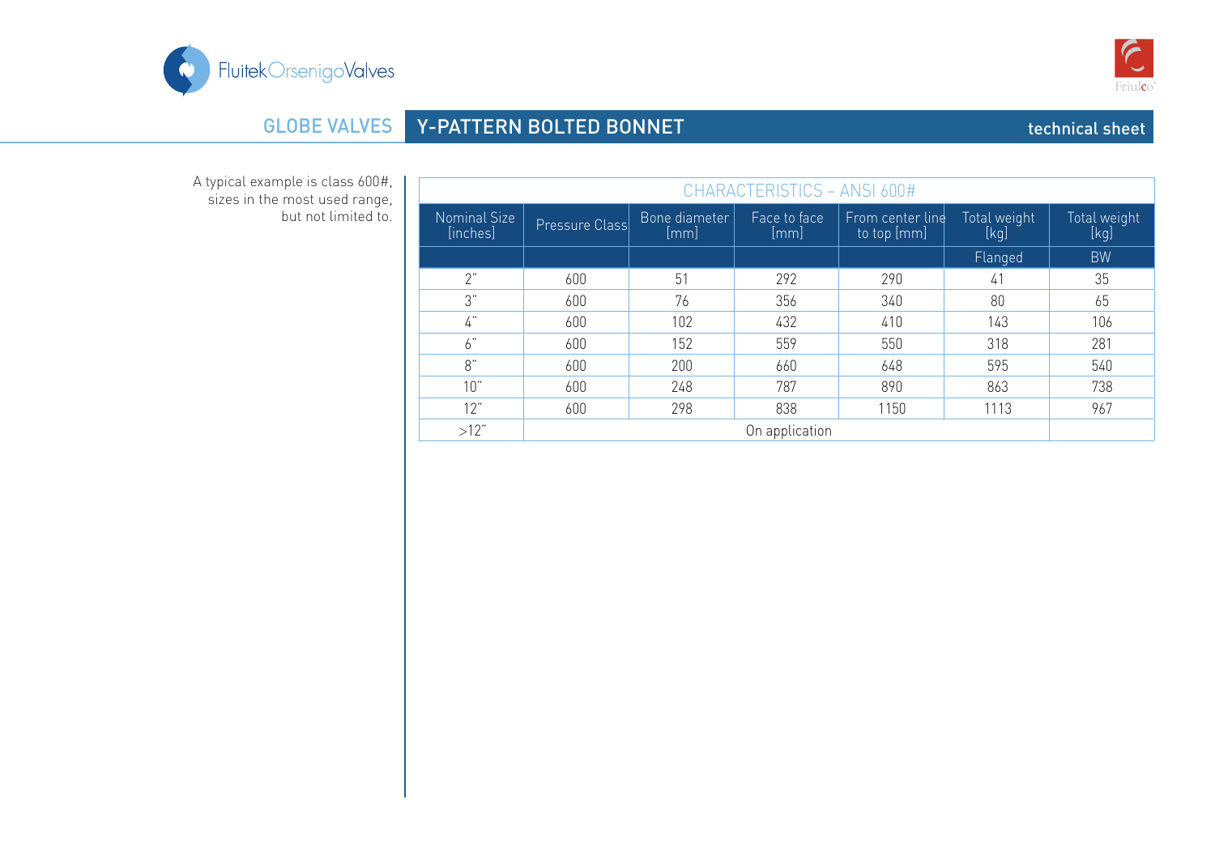## GLOBE VALVES — Y-PATTERN BOLTED BONNET

technical sheet

A typical example is class 600#, sizes in the most used range, but not limited to.

| CHARACTERISTICS – ANSI 600# | | | | | | |
|---|---|---|---|---|---|---|
| Nominal Size [inches] | Pressure Class | Bone diameter [mm] | Face to face [mm] | From center line to top [mm] | Total weight [kg] | Total weight [kg] |
| | | | | | Flanged | BW |
| 2" | 600 | 51 | 292 | 290 | 41 | 35 |
| 3" | 600 | 76 | 356 | 340 | 80 | 65 |
| 4" | 600 | 102 | 432 | 410 | 143 | 106 |
| 6" | 600 | 152 | 559 | 550 | 318 | 281 |
| 8" | 600 | 200 | 660 | 648 | 595 | 540 |
| 10" | 600 | 248 | 787 | 890 | 863 | 738 |
| 12" | 600 | 298 | 838 | 1150 | 1113 | 967 |
| >12" | On application | | | | | |